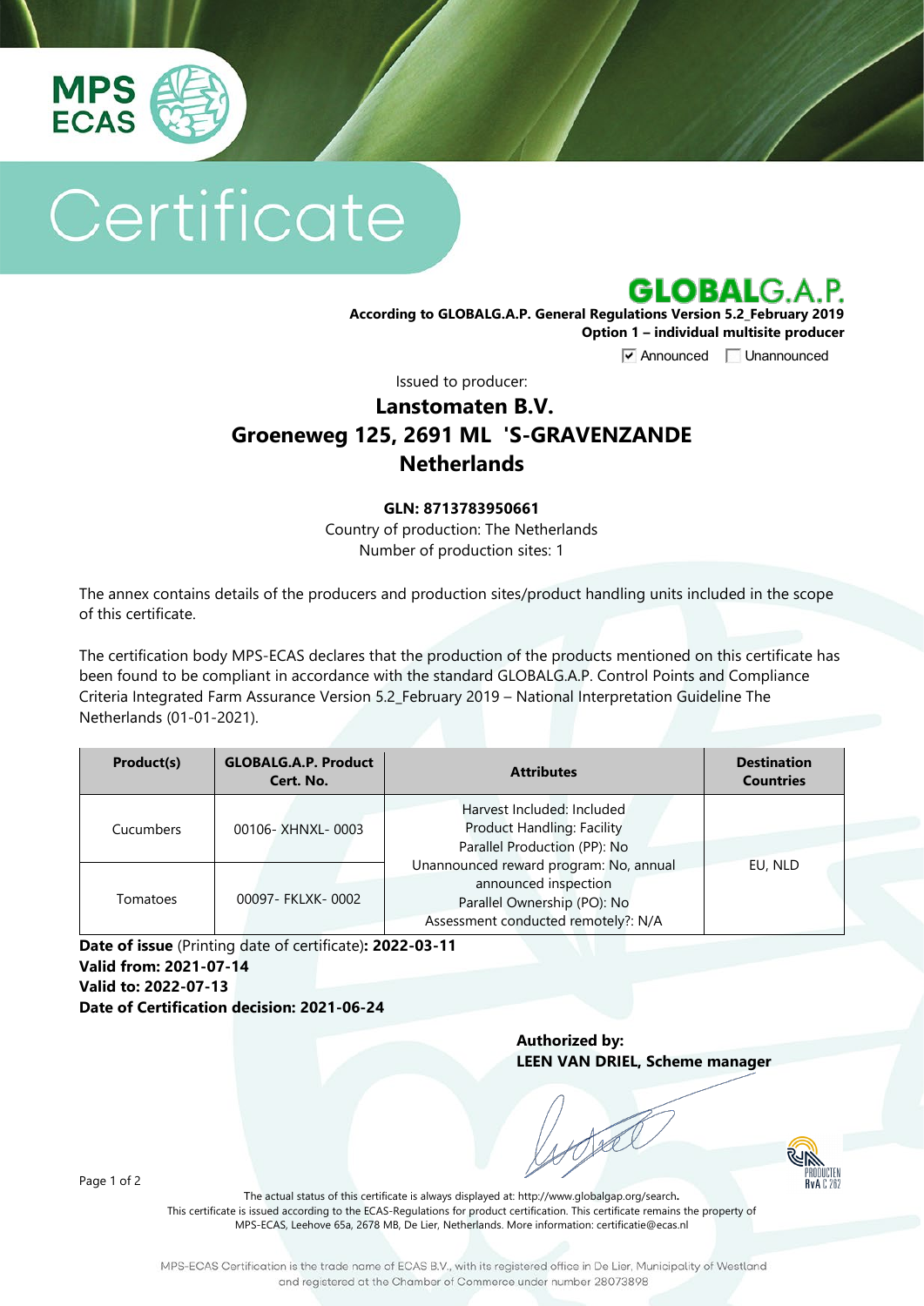MPS ECAS

# Certificate

GLOBALG.A.P.

**According to GLOBALG.A.P. General Regulations Version 5.2_February 2019**
**Option 1 – individual multisite producer**

☑ Announced ☐ Unannounced

Issued to producer:

## Lanstomaten B.V.
## Groeneweg 125, 2691 ML 'S-GRAVENZANDE
## Netherlands

**GLN: 8713783950661**

Country of production: The Netherlands

Number of production sites: 1

The annex contains details of the producers and production sites/product handling units included in the scope of this certificate.

The certification body MPS-ECAS declares that the production of the products mentioned on this certificate has been found to be compliant in accordance with the standard GLOBALG.A.P. Control Points and Compliance Criteria Integrated Farm Assurance Version 5.2_February 2019 – National Interpretation Guideline The Netherlands (01-01-2021).

| Product(s) | GLOBALG.A.P. Product Cert. No. | Attributes | Destination Countries |
|---|---|---|---|
| Cucumbers | 00106- XHNXL- 0003 | Harvest Included: Included<br>Product Handling: Facility<br>Parallel Production (PP): No<br>Unannounced reward program: No, annual announced inspection<br>Parallel Ownership (PO): No<br>Assessment conducted remotely?: N/A | EU, NLD |
| Tomatoes | 00097- FKLXK- 0002 | | |

**Date of issue** (Printing date of certificate)**: 2022-03-11**
**Valid from: 2021-07-14**
**Valid to: 2022-07-13**
**Date of Certification decision: 2021-06-24**

**Authorized by:**
**LEEN VAN DRIEL, Scheme manager**

RvA C 262

The actual status of this certificate is always displayed at: http://www.globalgap.org/search**.**
This certificate is issued according to the ECAS-Regulations for product certification. This certificate remains the property of MPS-ECAS, Leehove 65a, 2678 MB, De Lier, Netherlands. More information: certificatie@ecas.nl

MPS-ECAS Certification is the trade name of ECAS B.V., with its registered office in De Lier, Municipality of Westland and registered at the Chamber of Commerce under number 28073898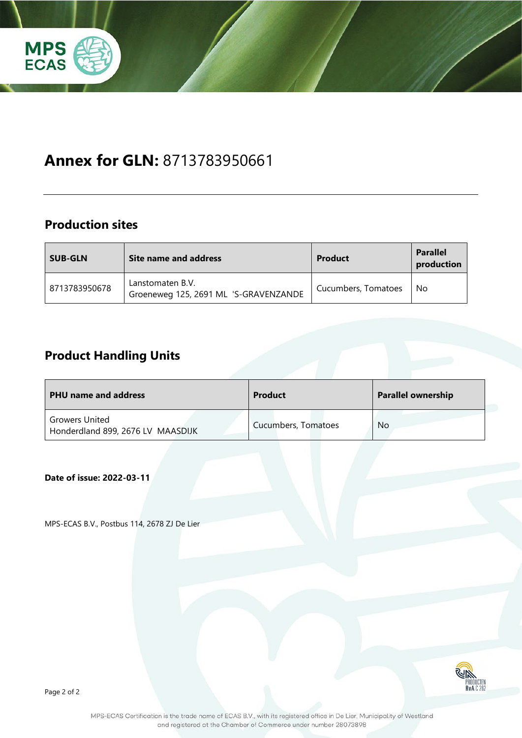# **Annex for GLN:** 8713783950661

## Production sites

| SUB-GLN | Site name and address | Product | Parallel production |
|---|---|---|---|
| 8713783950678 | Lanstomaten B.V.<br>Groeneweg 125, 2691 ML 'S-GRAVENZANDE | Cucumbers, Tomatoes | No |

## Product Handling Units

| PHU name and address | Product | Parallel ownership |
|---|---|---|
| Growers United<br>Honderdland 899, 2676 LV MAASDIJK | Cucumbers, Tomatoes | No |

**Date of issue: 2022-03-11**

MPS-ECAS B.V., Postbus 114, 2678 ZJ De Lier

MPS-ECAS Certification is the trade name of ECAS B.V., with its registered office in De Lier, Municipality of Westland and registered at the Chamber of Commerce under number 28073898